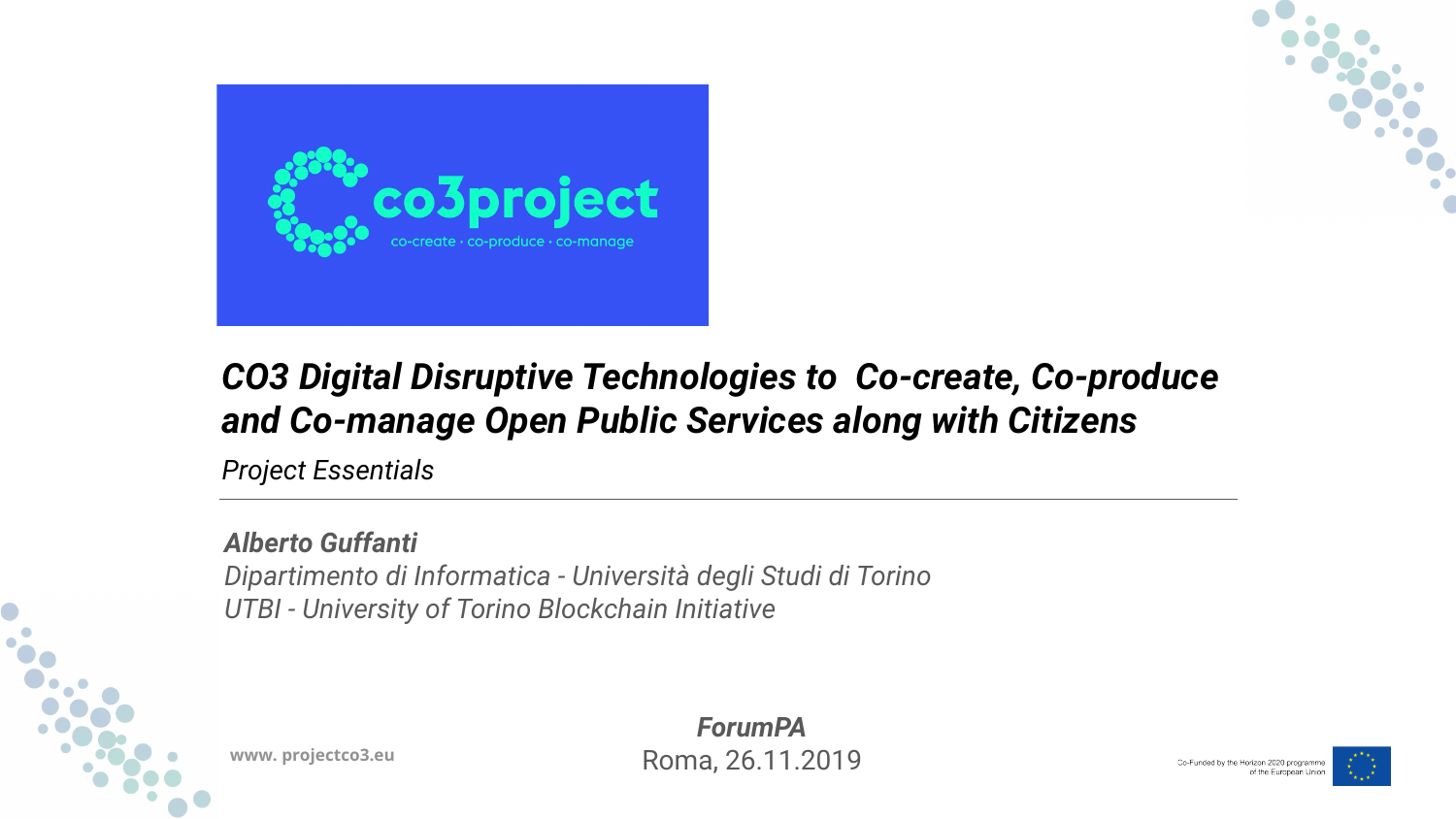co3project

co-create · co-produce · co-manage

# *CO3 Digital Disruptive Technologies to Co-create, Co-produce and Co-manage Open Public Services along with Citizens*

*Project Essentials*

---

***Alberto Guffanti***
*Dipartimento di Informatica - Università degli Studi di Torino*
*UTBI - University of Torino Blockchain Initiative*

***ForumPA***
Roma, 26.11.2019

**www. projectco3.eu**

Co-Funded by the Horizon 2020 programme of the European Union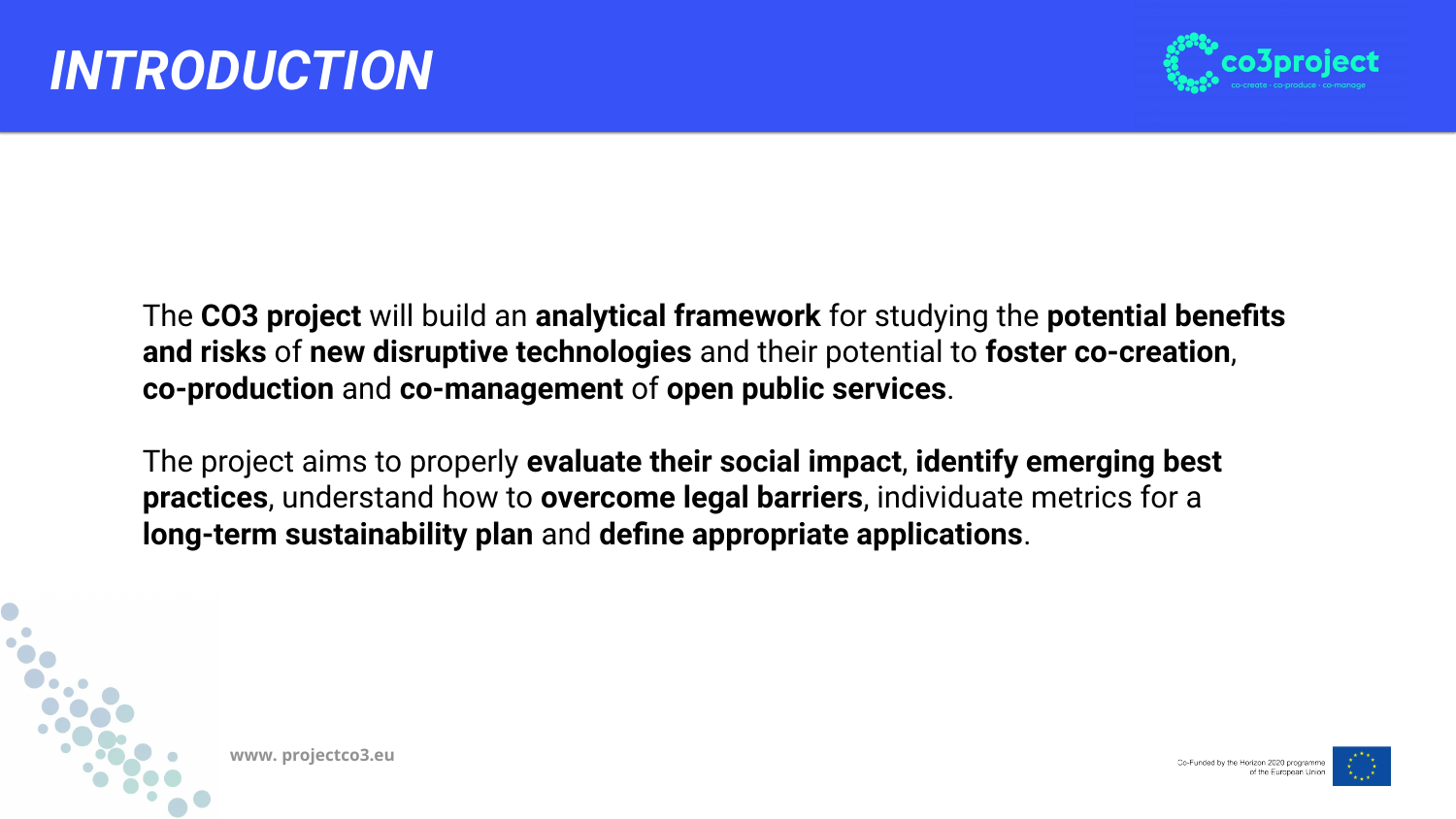# *INTRODUCTION*

The **CO3 project** will build an **analytical framework** for studying the **potential benefits and risks** of **new disruptive technologies** and their potential to **foster co-creation**, **co-production** and **co-management** of **open public services**.

The project aims to properly **evaluate their social impact**, **identify emerging best practices**, understand how to **overcome legal barriers**, individuate metrics for a **long-term sustainability plan** and **define appropriate applications**.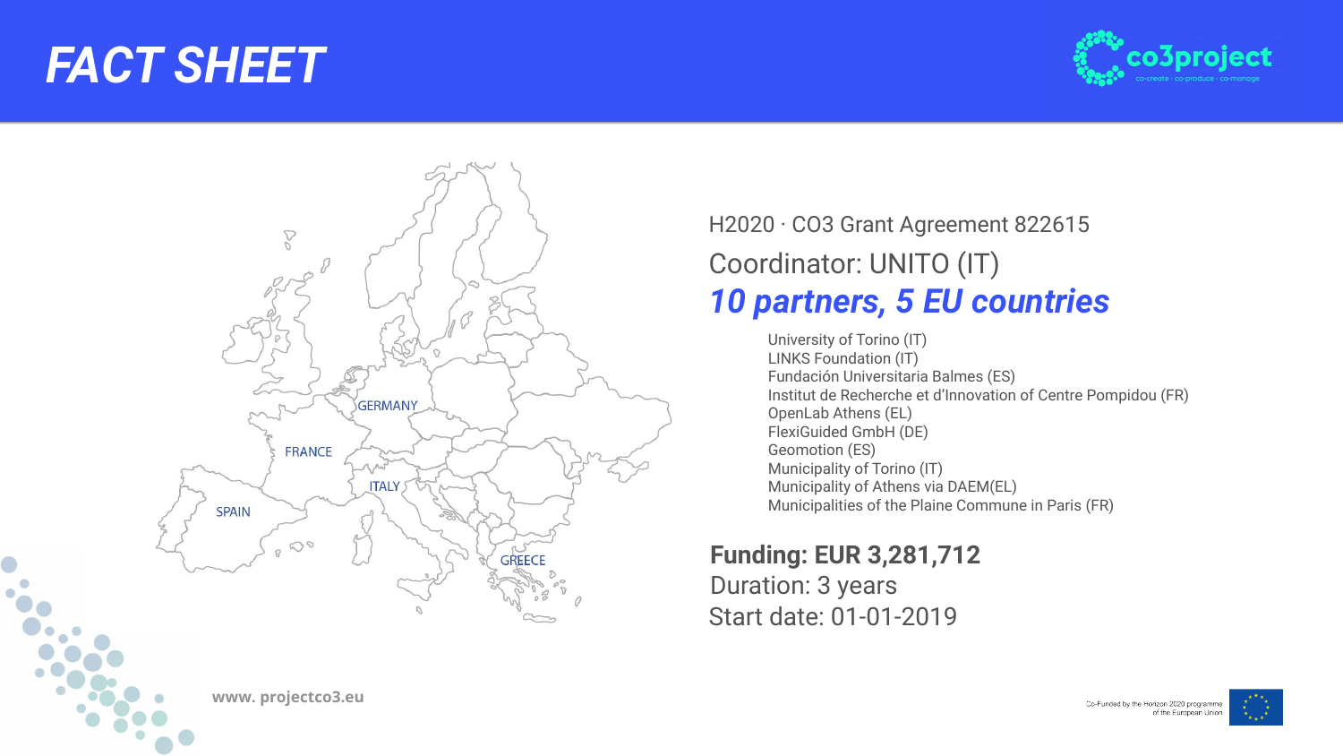# FACT SHEET

H2020 · CO3 Grant Agreement 822615

Coordinator: UNITO (IT)

***10 partners, 5 EU countries***

- University of Torino (IT)
- LINKS Foundation (IT)
- Fundación Universitaria Balmes (ES)
- Institut de Recherche et d'Innovation of Centre Pompidou (FR)
- OpenLab Athens (EL)
- FlexiGuided GmbH (DE)
- Geomotion (ES)
- Municipality of Torino (IT)
- Municipality of Athens via DAEM(EL)
- Municipalities of the Plaine Commune in Paris (FR)

**Funding: EUR 3,281,712**

Duration: 3 years

Start date: 01-01-2019

www. projectco3.eu

Co-Funded by the Horizon 2020 programme of the European Union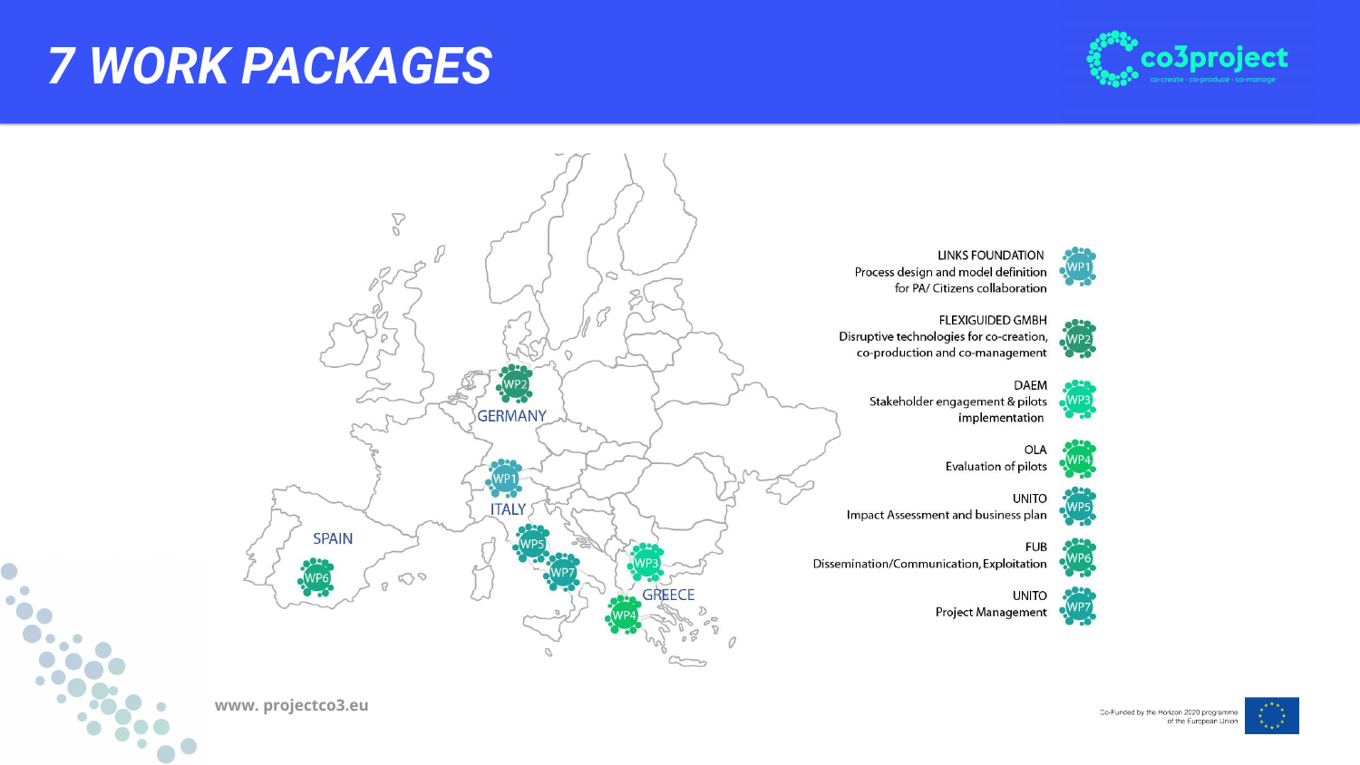# 7 WORK PACKAGES

- **WP1** – LINKS FOUNDATION: Process design and model definition for PA/ Citizens collaboration
- **WP2** – FLEXIGUIDED GMBH: Disruptive technologies for co-creation, co-production and co-management
- **WP3** – DAEM: Stakeholder engagement & pilots implementation
- **WP4** – OLA: Evaluation of pilots
- **WP5** – UNITO: Impact Assessment and business plan
- **WP6** – FUB: Dissemination/Communication, Exploitation
- **WP7** – UNITO: Project Management

GERMANY: WP2
ITALY: WP1, WP5, WP7
SPAIN: WP6
GREECE: WP3, WP4

www. projectco3.eu

Co-Funded by the Horizon 2020 programme of the European Union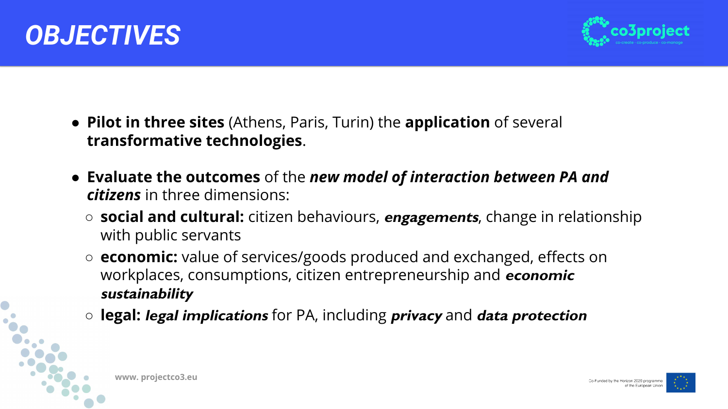# *OBJECTIVES*

- **Pilot in three sites** (Athens, Paris, Turin) the **application** of several **transformative technologies**.
- **Evaluate the outcomes** of the ***new model of interaction between PA and citizens*** in three dimensions:
  - **social and cultural:** citizen behaviours, ***engagements***, change in relationship with public servants
  - **economic:** value of services/goods produced and exchanged, effects on workplaces, consumptions, citizen entrepreneurship and ***economic sustainability***
  - **legal:** ***legal implications*** for PA, including ***privacy*** and ***data protection***

**www. projectco3.eu**

Co-Funded by the Horizon 2020 programme of the European Union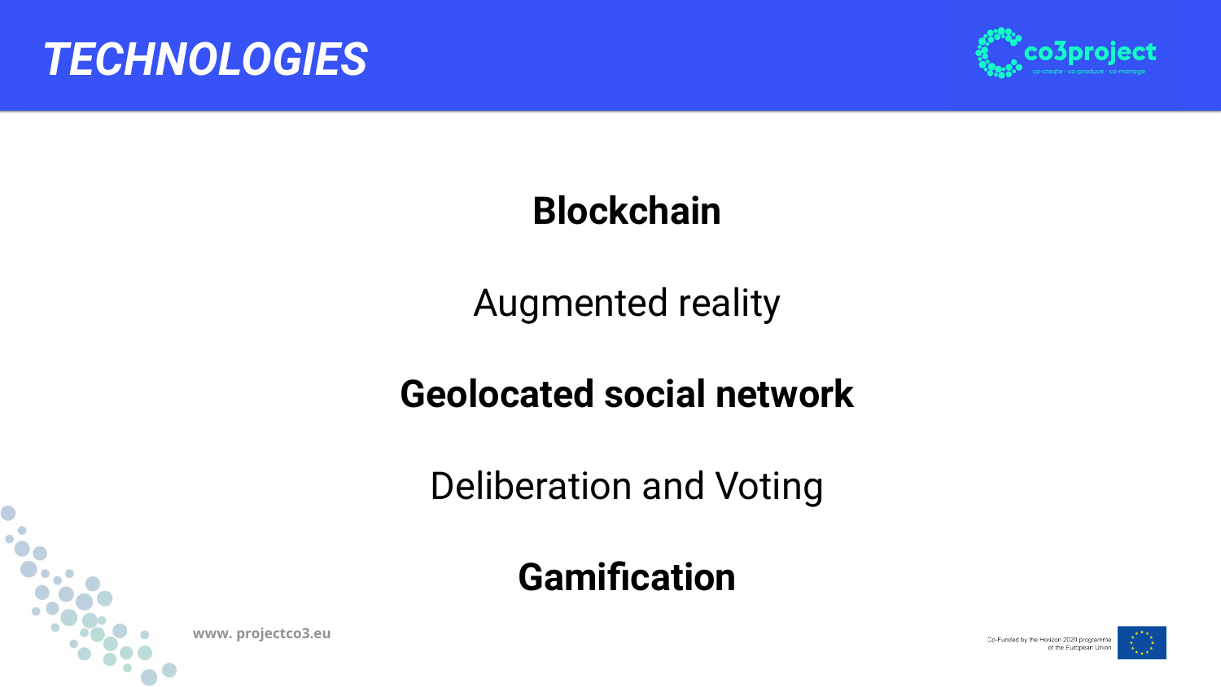# *TECHNOLOGIES*

**Blockchain**

Augmented reality

**Geolocated social network**

Deliberation and Voting

**Gamification**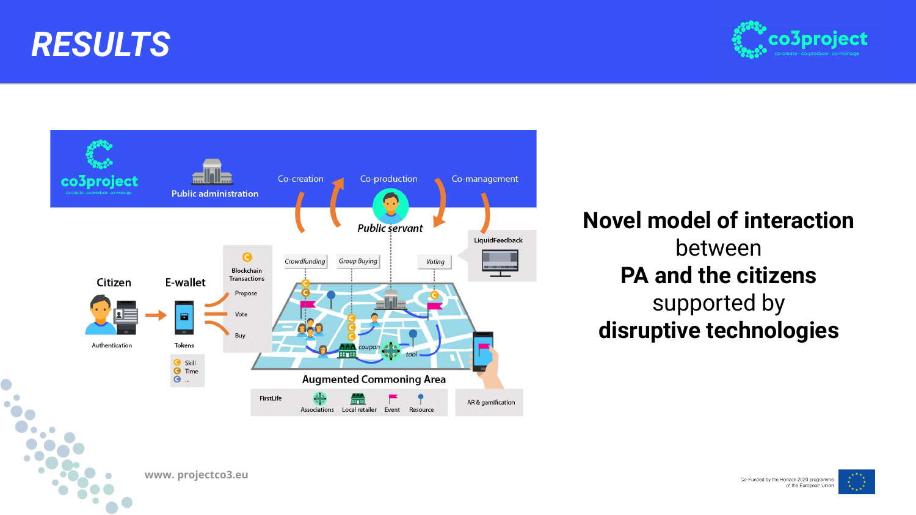# RESULTS

**Novel model of interaction**
between
**PA and the citizens**
supported by
**disruptive technologies**

www. projectco3.eu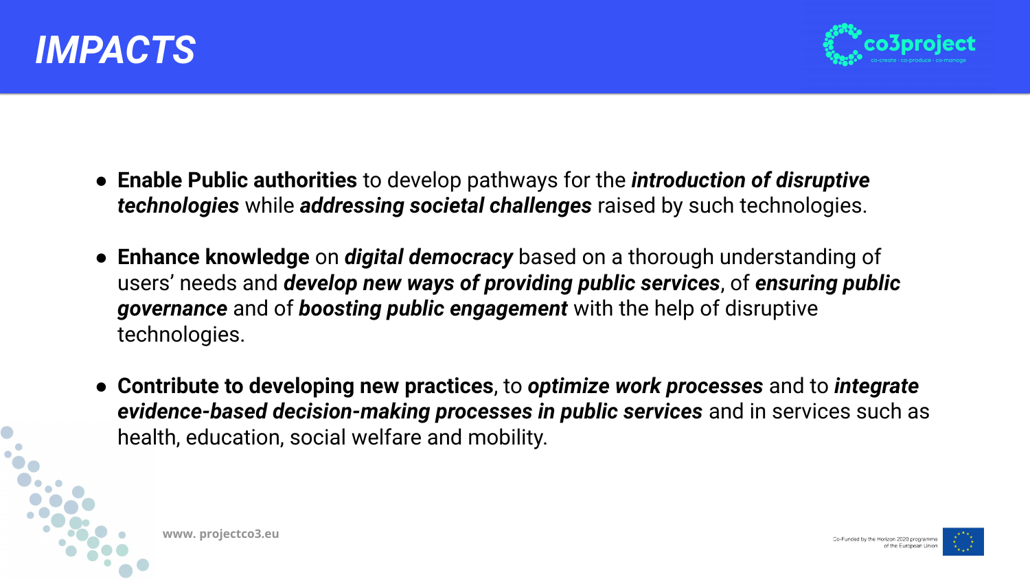# *IMPACTS*

- **Enable Public authorities** to develop pathways for the ***introduction of disruptive technologies*** while ***addressing societal challenges*** raised by such technologies.
- **Enhance knowledge** on ***digital democracy*** based on a thorough understanding of users' needs and ***develop new ways of providing public services***, of ***ensuring public governance*** and of ***boosting public engagement*** with the help of disruptive technologies.
- **Contribute to developing new practices**, to ***optimize work processes*** and to ***integrate evidence-based decision-making processes in public services*** and in services such as health, education, social welfare and mobility.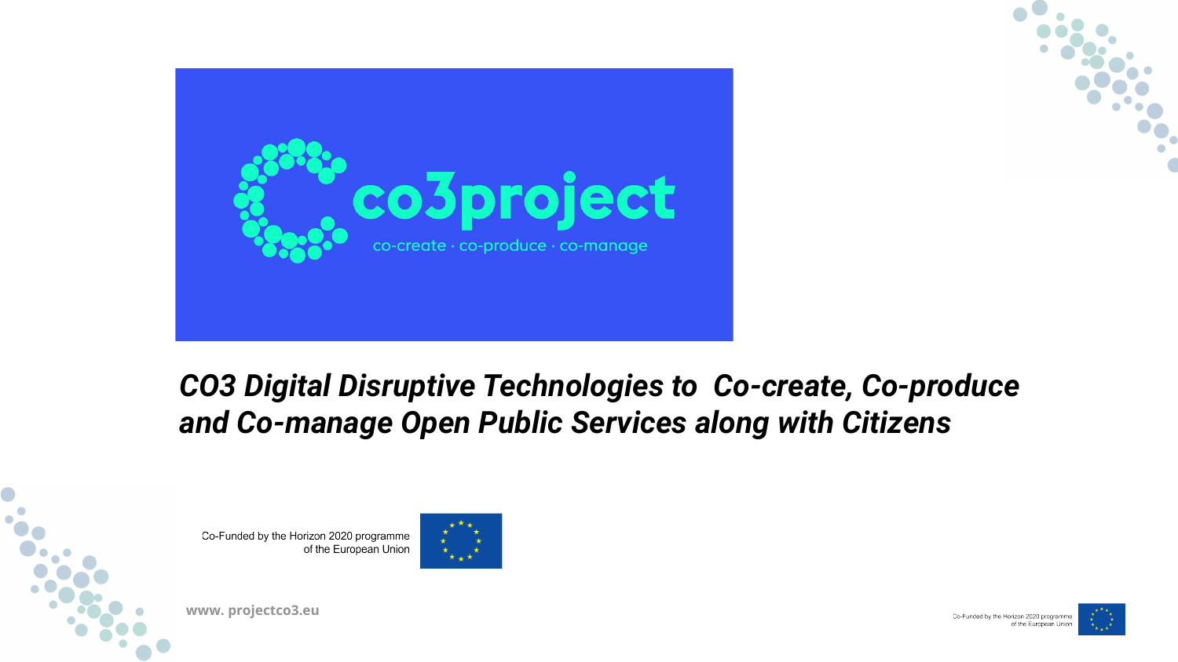co3project

co-create · co-produce · co-manage

***CO3 Digital Disruptive Technologies to Co-create, Co-produce and Co-manage Open Public Services along with Citizens***

Co-Funded by the Horizon 2020 programme of the European Union

www. projectco3.eu